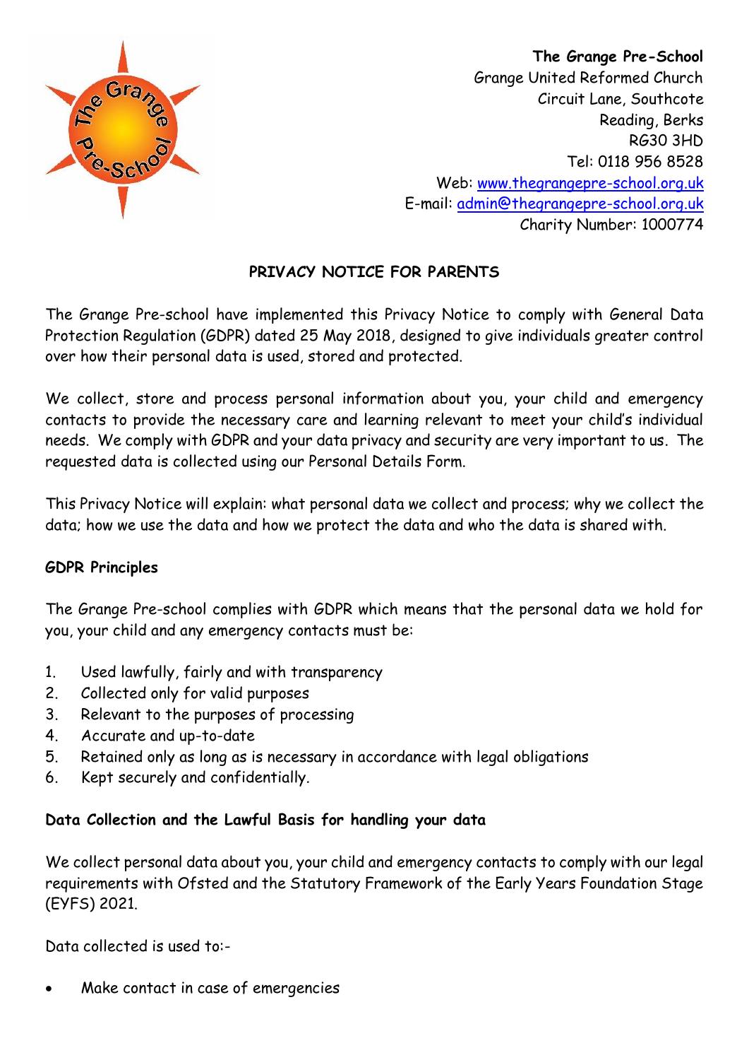**The Grange Pre-School**
Grange United Reformed Church
Circuit Lane, Southcote
Reading, Berks
RG30 3HD
Tel: 0118 956 8528
Web: [www.thegrangepre-school.org.uk](http://www.thegrangepre-school.org.uk)
E-mail: [admin@thegrangepre-school.org.uk](mailto:admin@thegrangepre-school.org.uk)
Charity Number: 1000774

# PRIVACY NOTICE FOR PARENTS

The Grange Pre-school have implemented this Privacy Notice to comply with General Data Protection Regulation (GDPR) dated 25 May 2018, designed to give individuals greater control over how their personal data is used, stored and protected.

We collect, store and process personal information about you, your child and emergency contacts to provide the necessary care and learning relevant to meet your child's individual needs. We comply with GDPR and your data privacy and security are very important to us. The requested data is collected using our Personal Details Form.

This Privacy Notice will explain: what personal data we collect and process; why we collect the data; how we use the data and how we protect the data and who the data is shared with.

## GDPR Principles

The Grange Pre-school complies with GDPR which means that the personal data we hold for you, your child and any emergency contacts must be:

1. Used lawfully, fairly and with transparency
2. Collected only for valid purposes
3. Relevant to the purposes of processing
4. Accurate and up-to-date
5. Retained only as long as is necessary in accordance with legal obligations
6. Kept securely and confidentially.

## Data Collection and the Lawful Basis for handling your data

We collect personal data about you, your child and emergency contacts to comply with our legal requirements with Ofsted and the Statutory Framework of the Early Years Foundation Stage (EYFS) 2021.

Data collected is used to:-

- Make contact in case of emergencies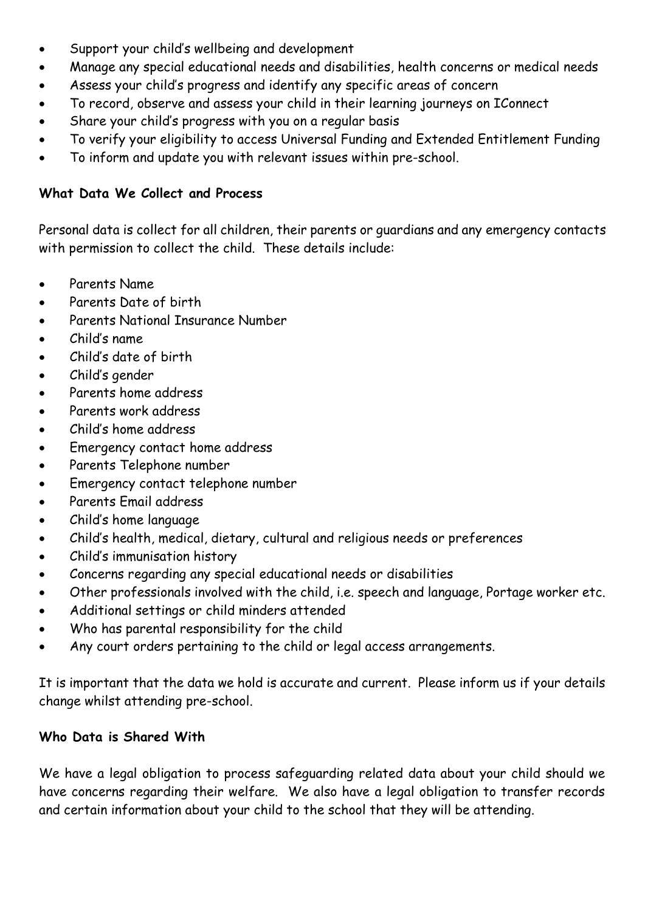- Support your child's wellbeing and development
- Manage any special educational needs and disabilities, health concerns or medical needs
- Assess your child's progress and identify any specific areas of concern
- To record, observe and assess your child in their learning journeys on IConnect
- Share your child's progress with you on a regular basis
- To verify your eligibility to access Universal Funding and Extended Entitlement Funding
- To inform and update you with relevant issues within pre-school.

**What Data We Collect and Process**

Personal data is collect for all children, their parents or guardians and any emergency contacts with permission to collect the child. These details include:

- Parents Name
- Parents Date of birth
- Parents National Insurance Number
- Child's name
- Child's date of birth
- Child's gender
- Parents home address
- Parents work address
- Child's home address
- Emergency contact home address
- Parents Telephone number
- Emergency contact telephone number
- Parents Email address
- Child's home language
- Child's health, medical, dietary, cultural and religious needs or preferences
- Child's immunisation history
- Concerns regarding any special educational needs or disabilities
- Other professionals involved with the child, i.e. speech and language, Portage worker etc.
- Additional settings or child minders attended
- Who has parental responsibility for the child
- Any court orders pertaining to the child or legal access arrangements.

It is important that the data we hold is accurate and current. Please inform us if your details change whilst attending pre-school.

**Who Data is Shared With**

We have a legal obligation to process safeguarding related data about your child should we have concerns regarding their welfare. We also have a legal obligation to transfer records and certain information about your child to the school that they will be attending.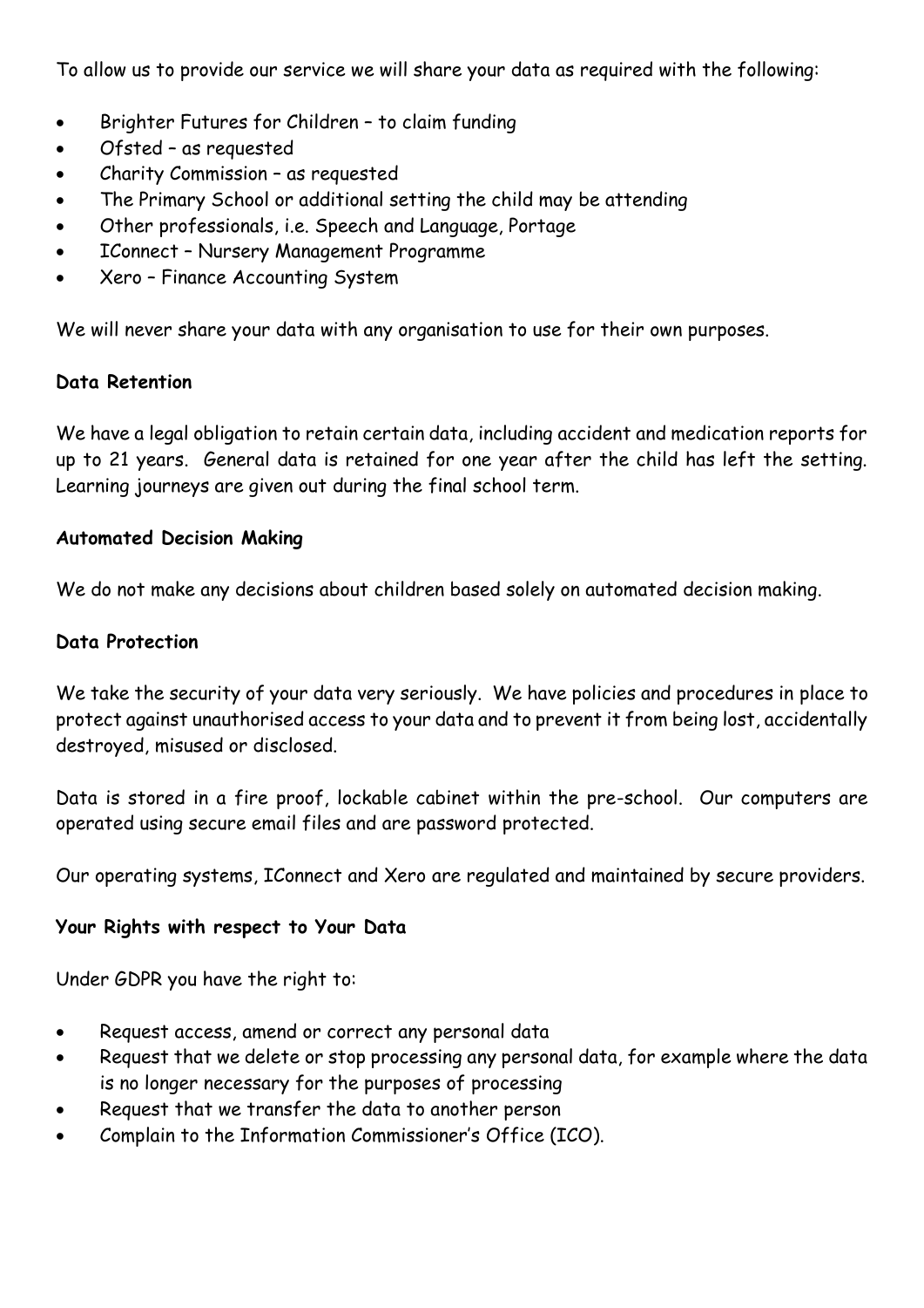To allow us to provide our service we will share your data as required with the following:

- Brighter Futures for Children – to claim funding
- Ofsted – as requested
- Charity Commission – as requested
- The Primary School or additional setting the child may be attending
- Other professionals, i.e. Speech and Language, Portage
- IConnect – Nursery Management Programme
- Xero – Finance Accounting System

We will never share your data with any organisation to use for their own purposes.

**Data Retention**

We have a legal obligation to retain certain data, including accident and medication reports for up to 21 years. General data is retained for one year after the child has left the setting. Learning journeys are given out during the final school term.

**Automated Decision Making**

We do not make any decisions about children based solely on automated decision making.

**Data Protection**

We take the security of your data very seriously. We have policies and procedures in place to protect against unauthorised access to your data and to prevent it from being lost, accidentally destroyed, misused or disclosed.

Data is stored in a fire proof, lockable cabinet within the pre-school. Our computers are operated using secure email files and are password protected.

Our operating systems, IConnect and Xero are regulated and maintained by secure providers.

**Your Rights with respect to Your Data**

Under GDPR you have the right to:

- Request access, amend or correct any personal data
- Request that we delete or stop processing any personal data, for example where the data is no longer necessary for the purposes of processing
- Request that we transfer the data to another person
- Complain to the Information Commissioner's Office (ICO).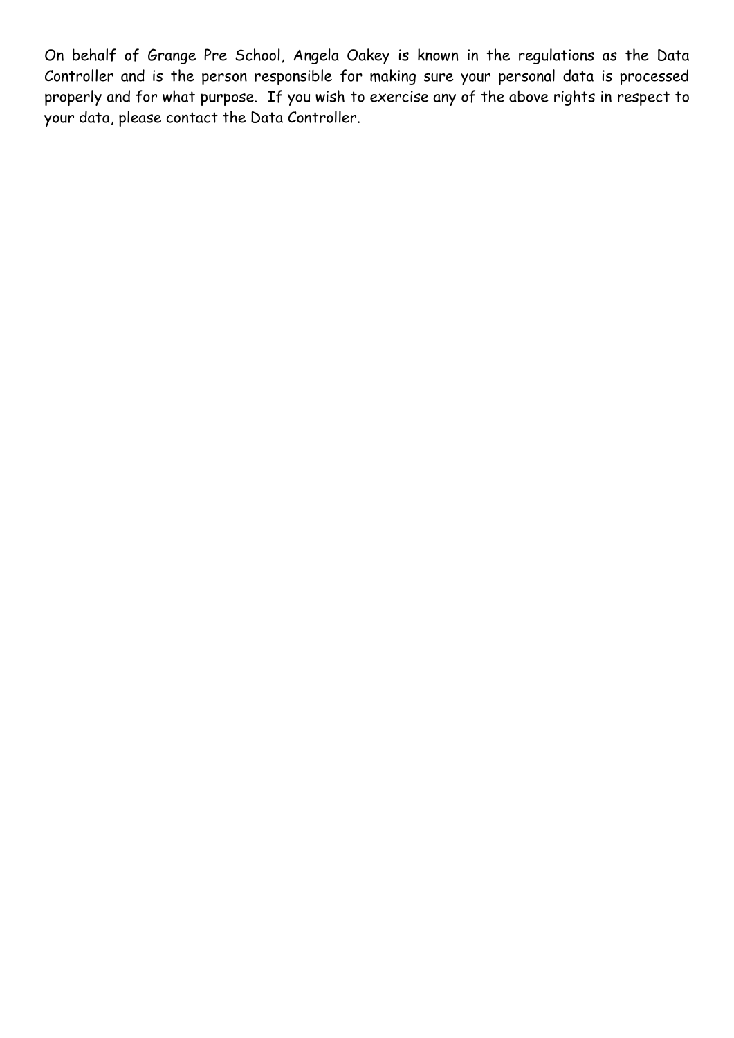On behalf of Grange Pre School, Angela Oakey is known in the regulations as the Data Controller and is the person responsible for making sure your personal data is processed properly and for what purpose. If you wish to exercise any of the above rights in respect to your data, please contact the Data Controller.